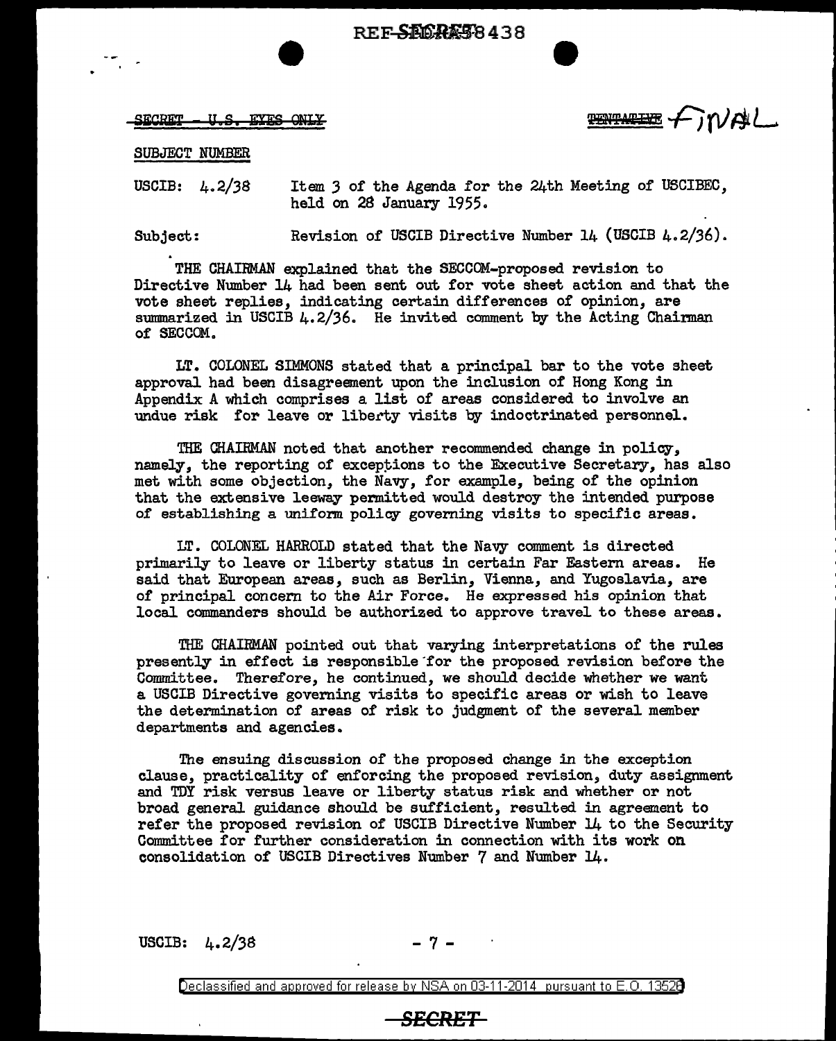REF-SECRET 438

~~SECRET - U.S. EYES ONLY~~

~~TENTATIVE~~ FINAL

SUBJECT NUMBER

USCIB: 4.2/38 Item 3 of the Agenda for the 24th Meeting of USCIBEC, held on 28 January 1955.

Subject: Revision of USCIB Directive Number 14 (USCIB 4.2/36).

THE CHAIRMAN explained that the SECCOM-proposed revision to Directive Number 14 had been sent out for vote sheet action and that the vote sheet replies, indicating certain differences of opinion, are summarized in USCIB 4.2/36. He invited comment by the Acting Chairman of SECCOM.

LT. COLONEL SIMMONS stated that a principal bar to the vote sheet approval had been disagreement upon the inclusion of Hong Kong in Appendix A which comprises a list of areas considered to involve an undue risk for leave or liberty visits by indoctrinated personnel.

THE CHAIRMAN noted that another recommended change in policy, namely, the reporting of exceptions to the Executive Secretary, has also met with some objection, the Navy, for example, being of the opinion that the extensive leeway permitted would destroy the intended purpose of establishing a uniform policy governing visits to specific areas.

LT. COLONEL HARROLD stated that the Navy comment is directed primarily to leave or liberty status in certain Far Eastern areas. He said that European areas, such as Berlin, Vienna, and Yugoslavia, are of principal concern to the Air Force. He expressed his opinion that local commanders should be authorized to approve travel to these areas.

THE CHAIRMAN pointed out that varying interpretations of the rules presently in effect is responsible for the proposed revision before the Committee. Therefore, he continued, we should decide whether we want a USCIB Directive governing visits to specific areas or wish to leave the determination of areas of risk to judgment of the several member departments and agencies.

The ensuing discussion of the proposed change in the exception clause, practicality of enforcing the proposed revision, duty assignment and TDY risk versus leave or liberty status risk and whether or not broad general guidance should be sufficient, resulted in agreement to refer the proposed revision of USCIB Directive Number 14 to the Security Committee for further consideration in connection with its work on consolidation of USCIB Directives Number 7 and Number 14.

USCIB: 4.2/38

Declassified and approved for release by NSA on 03-11-2014 pursuant to E.O. 13526

SECRET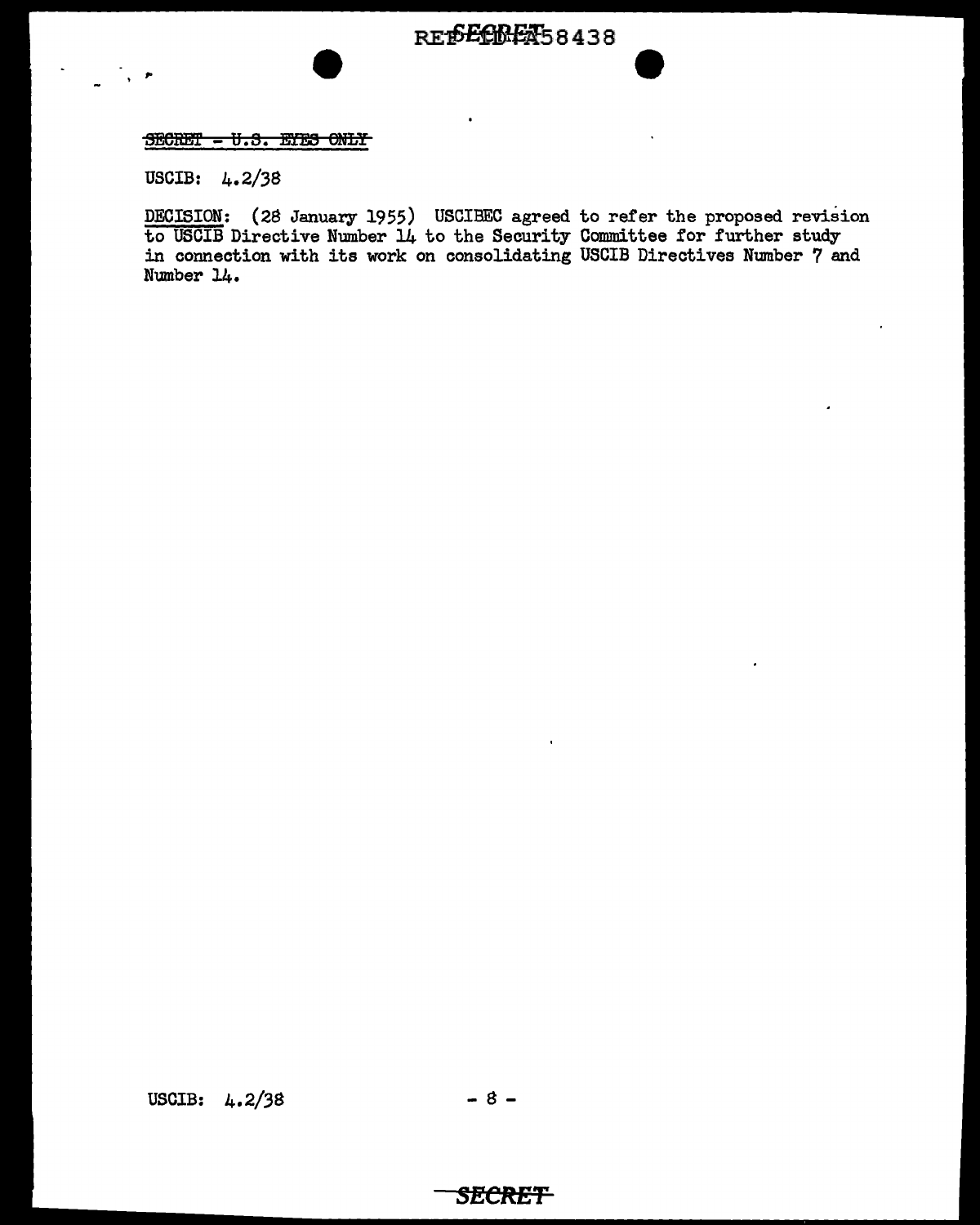~~SECRET - U.S. EYES ONLY~~

USCIB: 4.2/38

DECISION: (28 January 1955) USCIBEC agreed to refer the proposed revision to USCIB Directive Number 14 to the Security Committee for further study in connection with its work on consolidating USCIB Directives Number 7 and Number 14.

USCIB: 4.2/38

SECRET